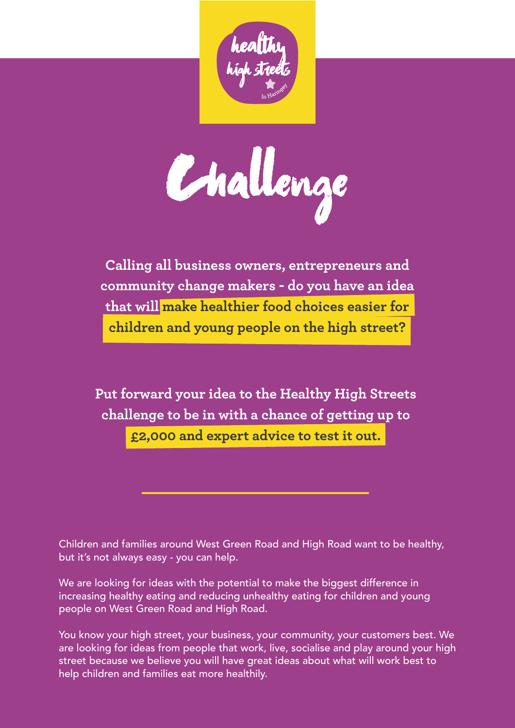healthy high streets In Haringey

# Challenge

**Calling all business owners, entrepreneurs and community change makers - do you have an idea that will make healthier food choices easier for children and young people on the high street?**

**Put forward your idea to the Healthy High Streets challenge to be in with a chance of getting up to £2,000 and expert advice to test it out.**

---

Children and families around West Green Road and High Road want to be healthy, but it's not always easy - you can help.

We are looking for ideas with the potential to make the biggest difference in increasing healthy eating and reducing unhealthy eating for children and young people on West Green Road and High Road.

You know your high street, your business, your community, your customers best. We are looking for ideas from people that work, live, socialise and play around your high street because we believe you will have great ideas about what will work best to help children and families eat more healthily.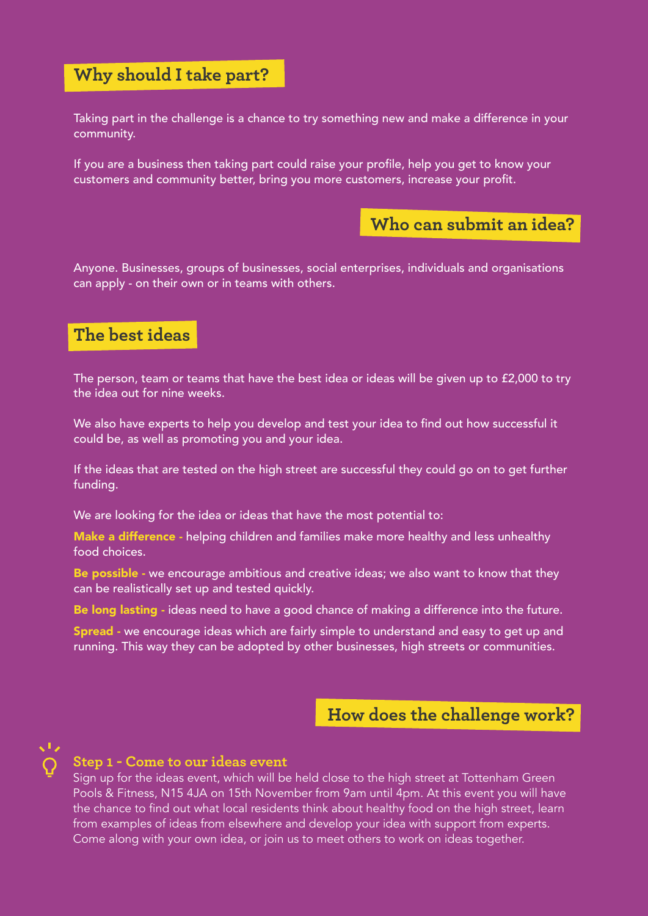## Why should I take part?

Taking part in the challenge is a chance to try something new and make a difference in your community.

If you are a business then taking part could raise your profile, help you get to know your customers and community better, bring you more customers, increase your profit.

## Who can submit an idea?

Anyone. Businesses, groups of businesses, social enterprises, individuals and organisations can apply - on their own or in teams with others.

## The best ideas

The person, team or teams that have the best idea or ideas will be given up to £2,000 to try the idea out for nine weeks.

We also have experts to help you develop and test your idea to find out how successful it could be, as well as promoting you and your idea.

If the ideas that are tested on the high street are successful they could go on to get further funding.

We are looking for the idea or ideas that have the most potential to:

**Make a difference -** helping children and families make more healthy and less unhealthy food choices.

**Be possible -** we encourage ambitious and creative ideas; we also want to know that they can be realistically set up and tested quickly.

**Be long lasting -** ideas need to have a good chance of making a difference into the future.

**Spread -** we encourage ideas which are fairly simple to understand and easy to get up and running. This way they can be adopted by other businesses, high streets or communities.

## How does the challenge work?

### Step 1 - Come to our ideas event

Sign up for the ideas event, which will be held close to the high street at Tottenham Green Pools & Fitness, N15 4JA on 15th November from 9am until 4pm. At this event you will have the chance to find out what local residents think about healthy food on the high street, learn from examples of ideas from elsewhere and develop your idea with support from experts. Come along with your own idea, or join us to meet others to work on ideas together.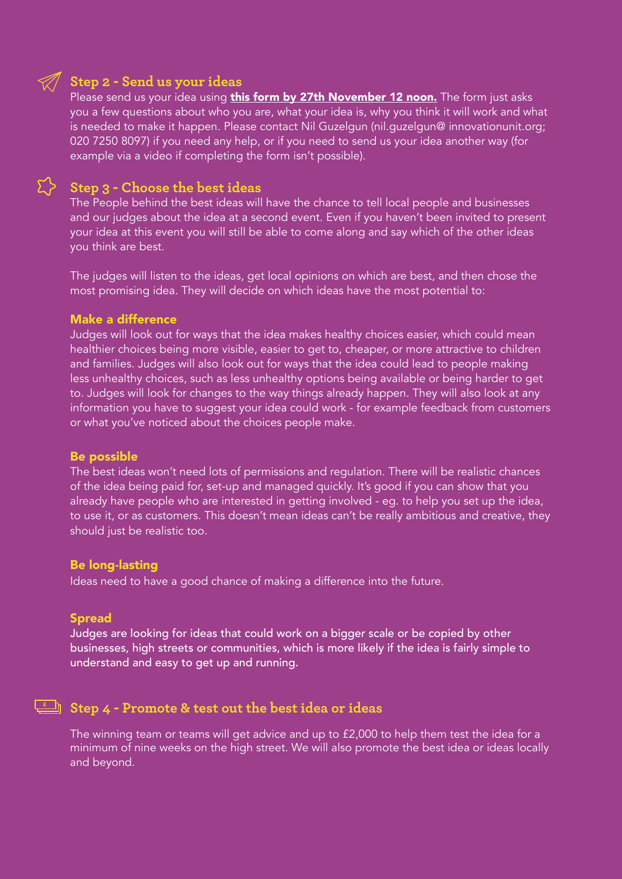## Step 2 - Send us your ideas

Please send us your idea using **this form by 27th November 12 noon.** The form just asks you a few questions about who you are, what your idea is, why you think it will work and what is needed to make it happen. Please contact Nil Guzelgun (nil.guzelgun@ innovationunit.org; 020 7250 8097) if you need any help, or if you need to send us your idea another way (for example via a video if completing the form isn't possible).

## Step 3 - Choose the best ideas

The People behind the best ideas will have the chance to tell local people and businesses and our judges about the idea at a second event. Even if you haven't been invited to present your idea at this event you will still be able to come along and say which of the other ideas you think are best.

The judges will listen to the ideas, get local opinions on which are best, and then chose the most promising idea. They will decide on which ideas have the most potential to:

### Make a difference

Judges will look out for ways that the idea makes healthy choices easier, which could mean healthier choices being more visible, easier to get to, cheaper, or more attractive to children and families. Judges will also look out for ways that the idea could lead to people making less unhealthy choices, such as less unhealthy options being available or being harder to get to. Judges will look for changes to the way things already happen. They will also look at any information you have to suggest your idea could work - for example feedback from customers or what you've noticed about the choices people make.

### Be possible

The best ideas won't need lots of permissions and regulation. There will be realistic chances of the idea being paid for, set-up and managed quickly. It's good if you can show that you already have people who are interested in getting involved - eg. to help you set up the idea, to use it, or as customers. This doesn't mean ideas can't be really ambitious and creative, they should just be realistic too.

### Be long-lasting

Ideas need to have a good chance of making a difference into the future.

### Spread

Judges are looking for ideas that could work on a bigger scale or be copied by other businesses, high streets or communities, which is more likely if the idea is fairly simple to understand and easy to get up and running.

## Step 4 - Promote & test out the best idea or ideas

The winning team or teams will get advice and up to £2,000 to help them test the idea for a minimum of nine weeks on the high street. We will also promote the best idea or ideas locally and beyond.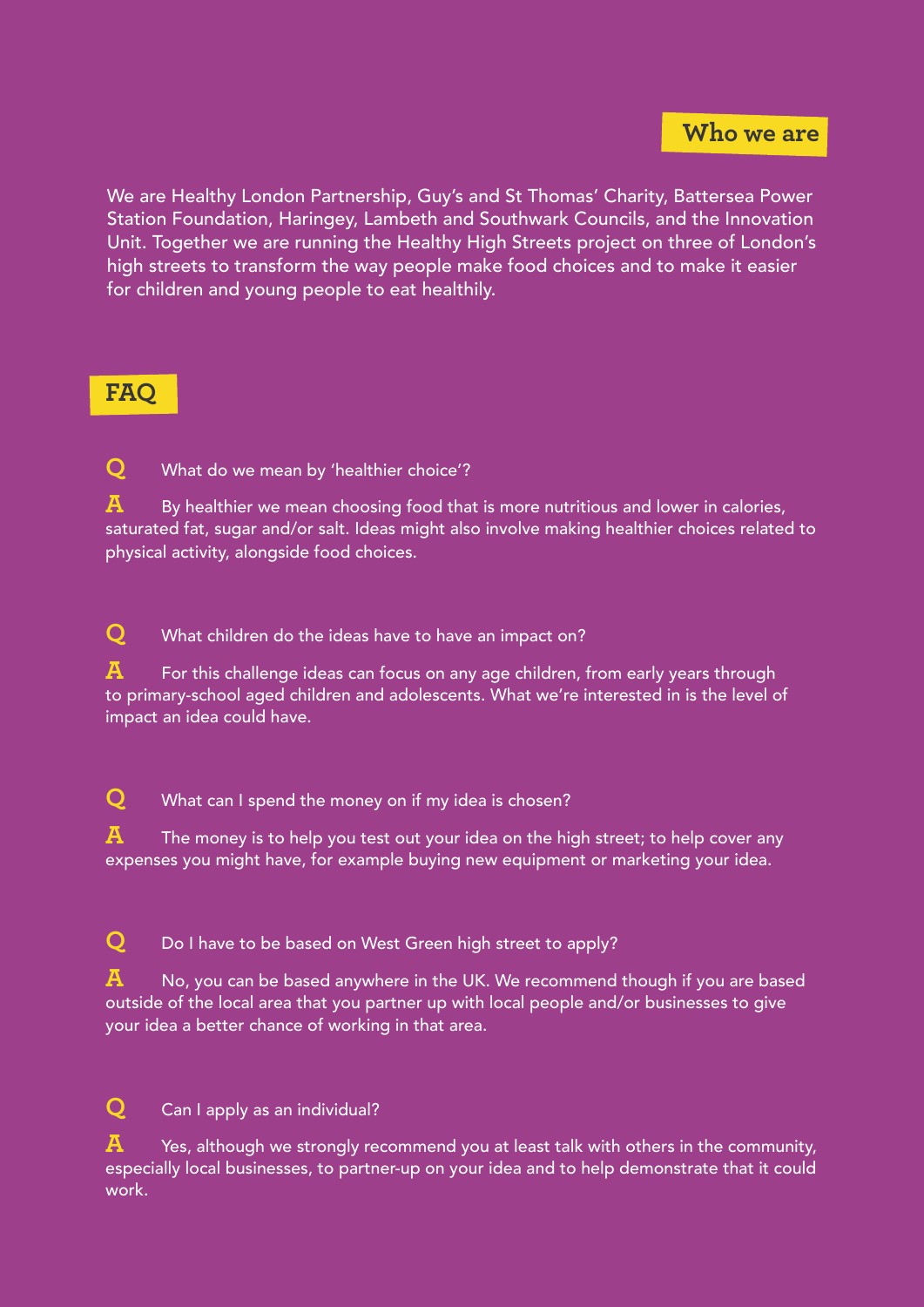## Who we are

We are Healthy London Partnership, Guy's and St Thomas' Charity, Battersea Power Station Foundation, Haringey, Lambeth and Southwark Councils, and the Innovation Unit. Together we are running the Healthy High Streets project on three of London's high streets to transform the way people make food choices and to make it easier for children and young people to eat healthily.

## FAQ

**Q** What do we mean by 'healthier choice'?

**A** By healthier we mean choosing food that is more nutritious and lower in calories, saturated fat, sugar and/or salt. Ideas might also involve making healthier choices related to physical activity, alongside food choices.

**Q** What children do the ideas have to have an impact on?

**A** For this challenge ideas can focus on any age children, from early years through to primary-school aged children and adolescents. What we're interested in is the level of impact an idea could have.

**Q** What can I spend the money on if my idea is chosen?

**A** The money is to help you test out your idea on the high street; to help cover any expenses you might have, for example buying new equipment or marketing your idea.

**Q** Do I have to be based on West Green high street to apply?

**A** No, you can be based anywhere in the UK. We recommend though if you are based outside of the local area that you partner up with local people and/or businesses to give your idea a better chance of working in that area.

**Q** Can I apply as an individual?

**A** Yes, although we strongly recommend you at least talk with others in the community, especially local businesses, to partner-up on your idea and to help demonstrate that it could work.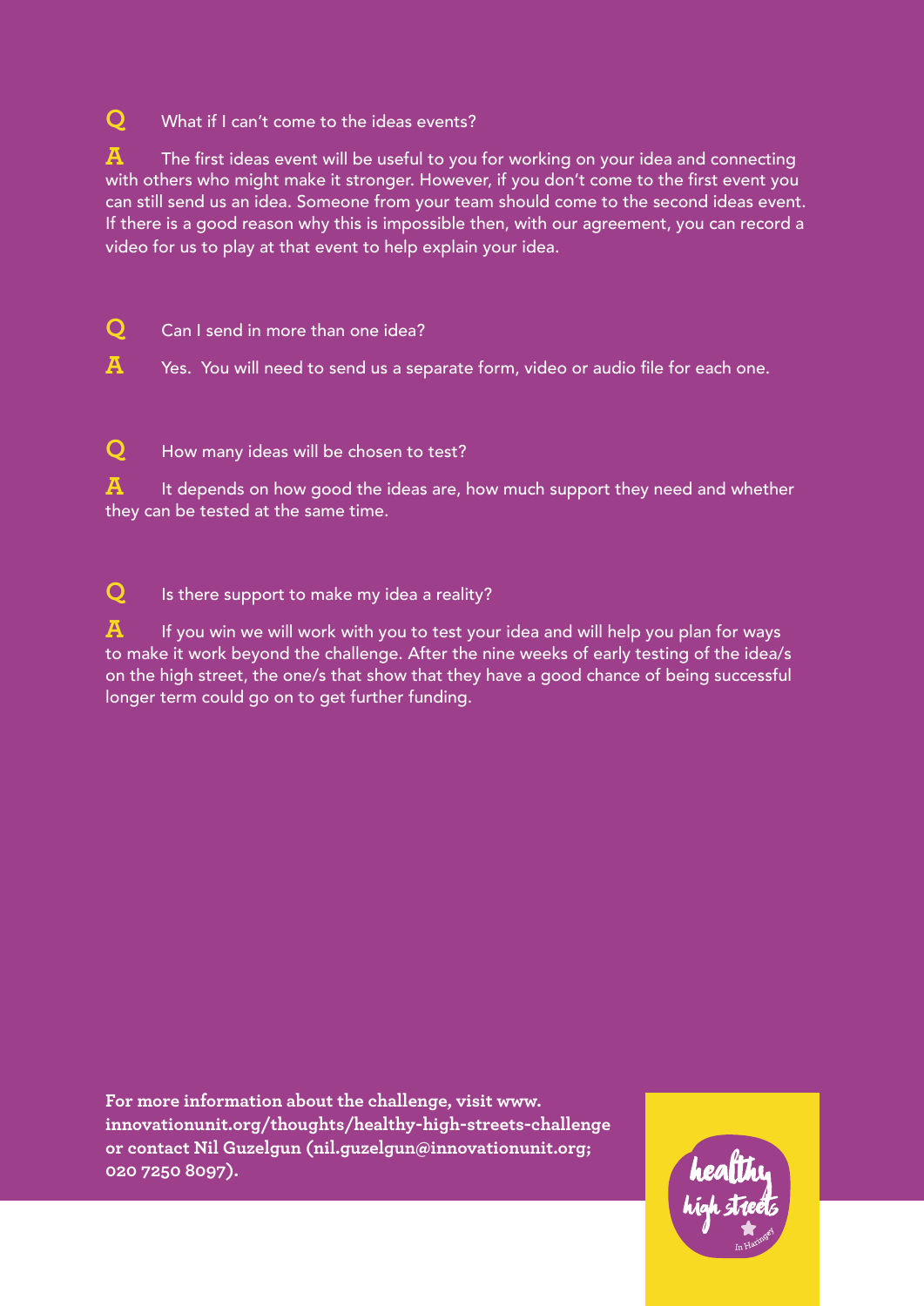**Q** What if I can't come to the ideas events?

**A** The first ideas event will be useful to you for working on your idea and connecting with others who might make it stronger. However, if you don't come to the first event you can still send us an idea. Someone from your team should come to the second ideas event. If there is a good reason why this is impossible then, with our agreement, you can record a video for us to play at that event to help explain your idea.

**Q** Can I send in more than one idea?

**A** Yes. You will need to send us a separate form, video or audio file for each one.

**Q** How many ideas will be chosen to test?

**A** It depends on how good the ideas are, how much support they need and whether they can be tested at the same time.

**Q** Is there support to make my idea a reality?

**A** If you win we will work with you to test your idea and will help you plan for ways to make it work beyond the challenge. After the nine weeks of early testing of the idea/s on the high street, the one/s that show that they have a good chance of being successful longer term could go on to get further funding.

**For more information about the challenge, visit www.innovationunit.org/thoughts/healthy-high-streets-challenge or contact Nil Guzelgun (nil.guzelgun@innovationunit.org; 020 7250 8097).**

healthy high streets In Haringey